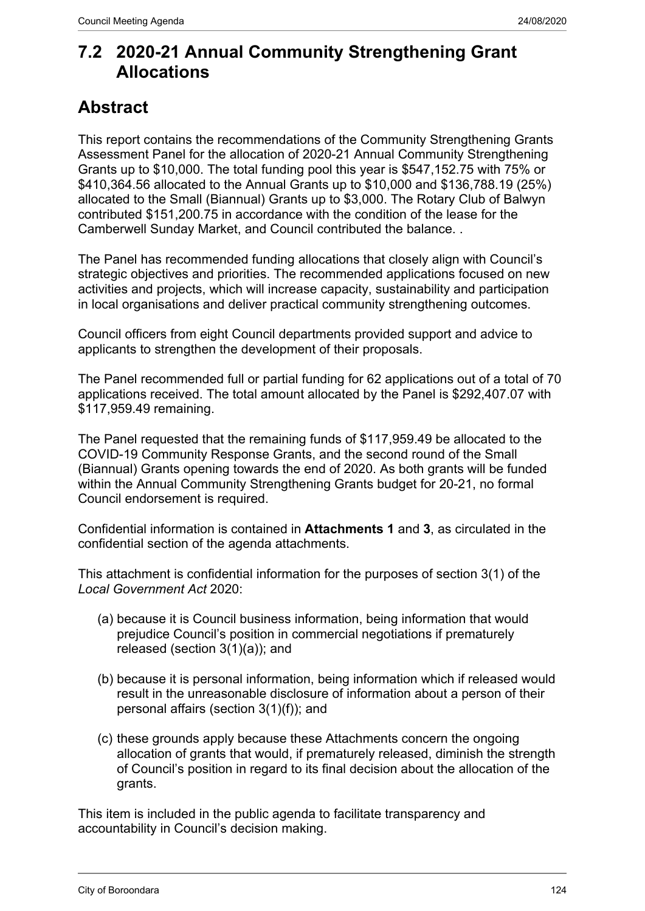# 7.2 2020-21 Annual Community Strengthening Grant Allocations

## Abstract

This report contains the recommendations of the Community Strengthening Grants Assessment Panel for the allocation of 2020-21 Annual Community Strengthening Grants up to $10,000. The total funding pool this year is $547,152.75 with 75% or $410,364.56 allocated to the Annual Grants up to $10,000 and $136,788.19 (25%) allocated to the Small (Biannual) Grants up to $3,000. The Rotary Club of Balwyn contributed $151,200.75 in accordance with the condition of the lease for the Camberwell Sunday Market, and Council contributed the balance. .

The Panel has recommended funding allocations that closely align with Council's strategic objectives and priorities. The recommended applications focused on new activities and projects, which will increase capacity, sustainability and participation in local organisations and deliver practical community strengthening outcomes.

Council officers from eight Council departments provided support and advice to applicants to strengthen the development of their proposals.

The Panel recommended full or partial funding for 62 applications out of a total of 70 applications received. The total amount allocated by the Panel is $292,407.07 with $117,959.49 remaining.

The Panel requested that the remaining funds of $117,959.49 be allocated to the COVID-19 Community Response Grants, and the second round of the Small (Biannual) Grants opening towards the end of 2020. As both grants will be funded within the Annual Community Strengthening Grants budget for 20-21, no formal Council endorsement is required.

Confidential information is contained in **Attachments 1** and **3**, as circulated in the confidential section of the agenda attachments.

This attachment is confidential information for the purposes of section 3(1) of the *Local Government Act* 2020:

(a) because it is Council business information, being information that would prejudice Council's position in commercial negotiations if prematurely released (section 3(1)(a)); and

(b) because it is personal information, being information which if released would result in the unreasonable disclosure of information about a person of their personal affairs (section 3(1)(f)); and

(c) these grounds apply because these Attachments concern the ongoing allocation of grants that would, if prematurely released, diminish the strength of Council's position in regard to its final decision about the allocation of the grants.

This item is included in the public agenda to facilitate transparency and accountability in Council's decision making.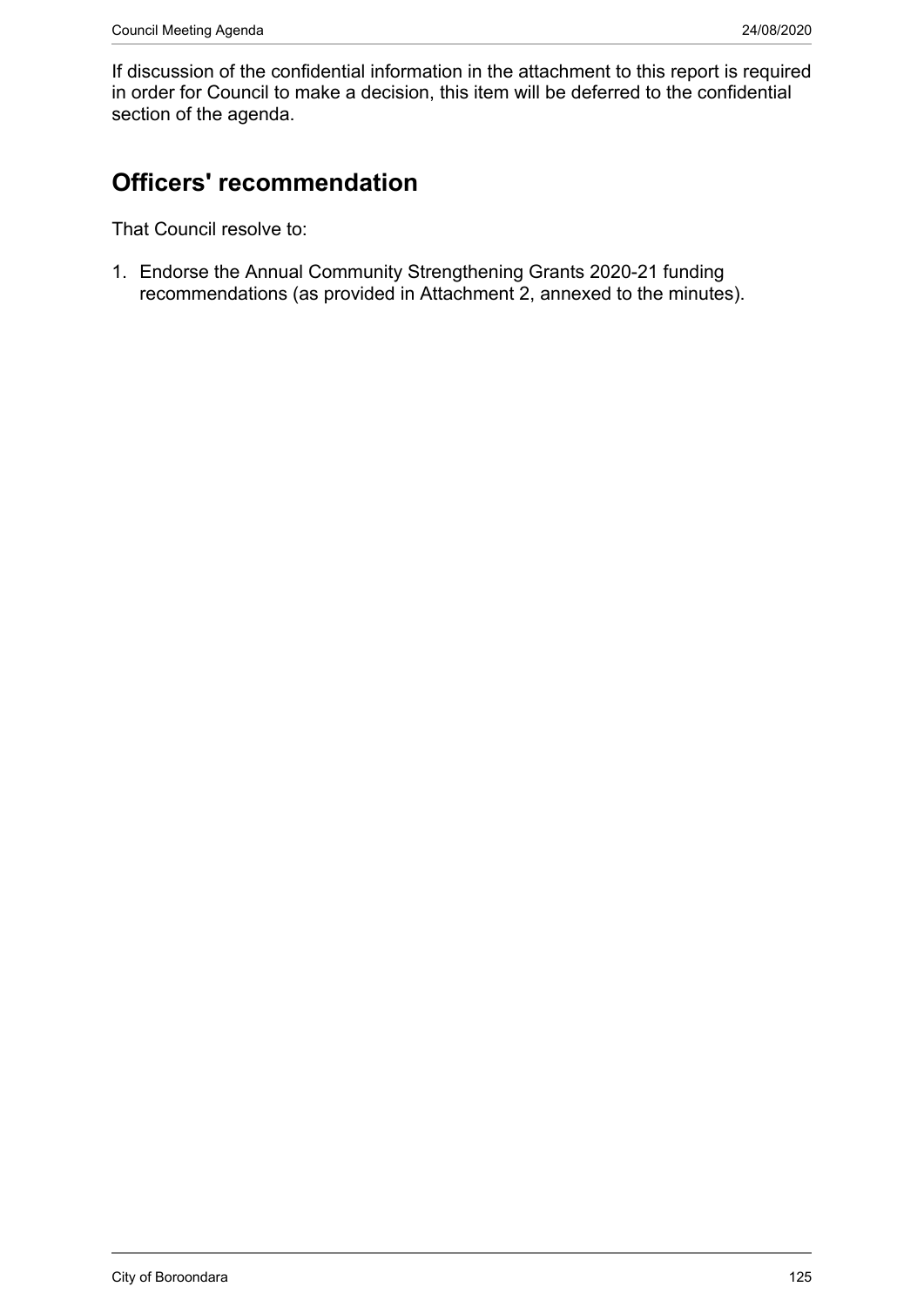If discussion of the confidential information in the attachment to this report is required in order for Council to make a decision, this item will be deferred to the confidential section of the agenda.

## Officers' recommendation

That Council resolve to:

1. Endorse the Annual Community Strengthening Grants 2020-21 funding recommendations (as provided in Attachment 2, annexed to the minutes).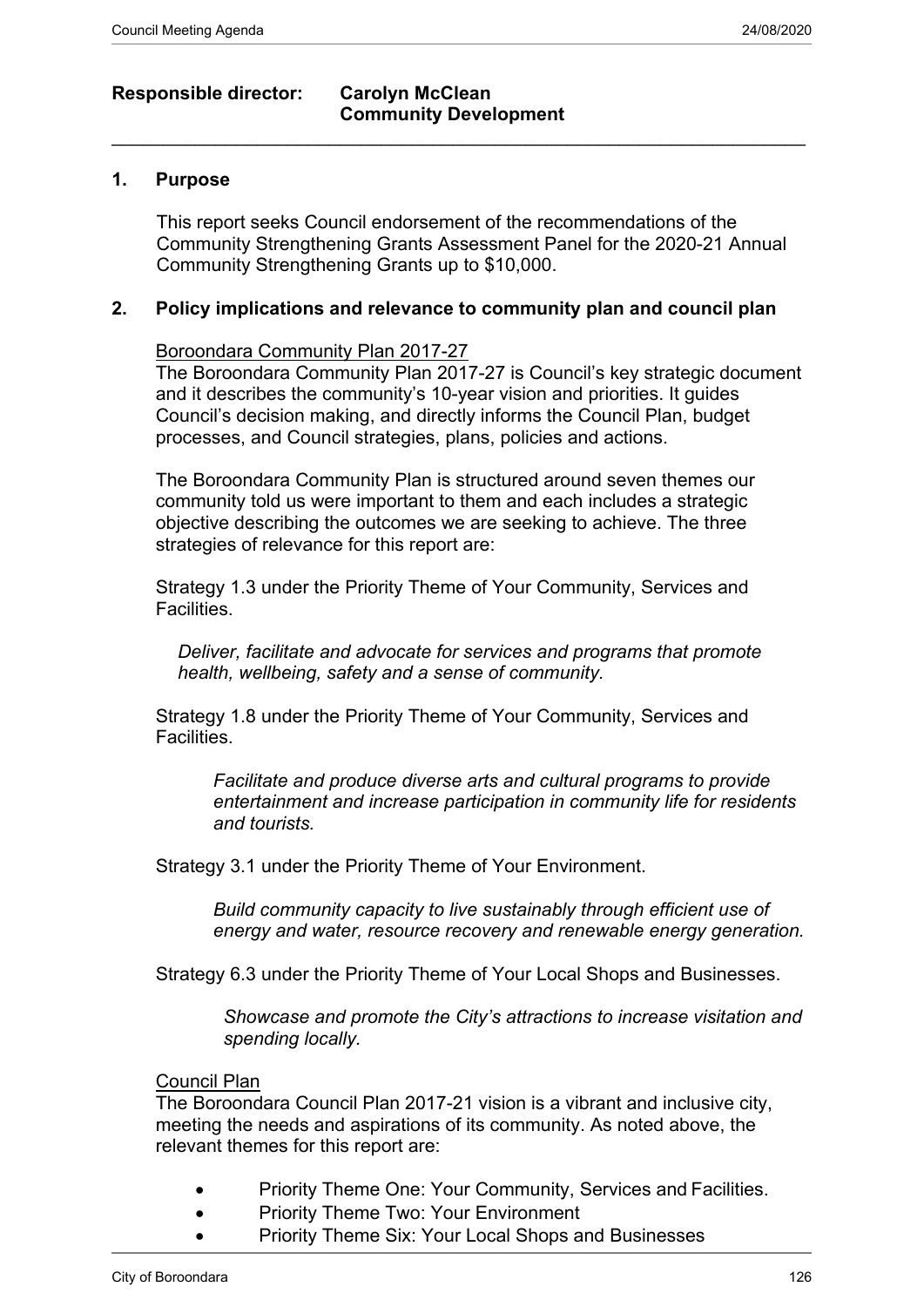**Responsible director: Carolyn McClean**
**Community Development**

---

## 1. Purpose

This report seeks Council endorsement of the recommendations of the Community Strengthening Grants Assessment Panel for the 2020-21 Annual Community Strengthening Grants up to $10,000.

## 2. Policy implications and relevance to community plan and council plan

Boroondara Community Plan 2017-27

The Boroondara Community Plan 2017-27 is Council's key strategic document and it describes the community's 10-year vision and priorities. It guides Council's decision making, and directly informs the Council Plan, budget processes, and Council strategies, plans, policies and actions.

The Boroondara Community Plan is structured around seven themes our community told us were important to them and each includes a strategic objective describing the outcomes we are seeking to achieve. The three strategies of relevance for this report are:

Strategy 1.3 under the Priority Theme of Your Community, Services and Facilities.

*Deliver, facilitate and advocate for services and programs that promote health, wellbeing, safety and a sense of community.*

Strategy 1.8 under the Priority Theme of Your Community, Services and Facilities.

*Facilitate and produce diverse arts and cultural programs to provide entertainment and increase participation in community life for residents and tourists.*

Strategy 3.1 under the Priority Theme of Your Environment.

*Build community capacity to live sustainably through efficient use of energy and water, resource recovery and renewable energy generation.*

Strategy 6.3 under the Priority Theme of Your Local Shops and Businesses.

*Showcase and promote the City's attractions to increase visitation and spending locally.*

Council Plan

The Boroondara Council Plan 2017-21 vision is a vibrant and inclusive city, meeting the needs and aspirations of its community. As noted above, the relevant themes for this report are:

- Priority Theme One: Your Community, Services and Facilities.
- Priority Theme Two: Your Environment
- Priority Theme Six: Your Local Shops and Businesses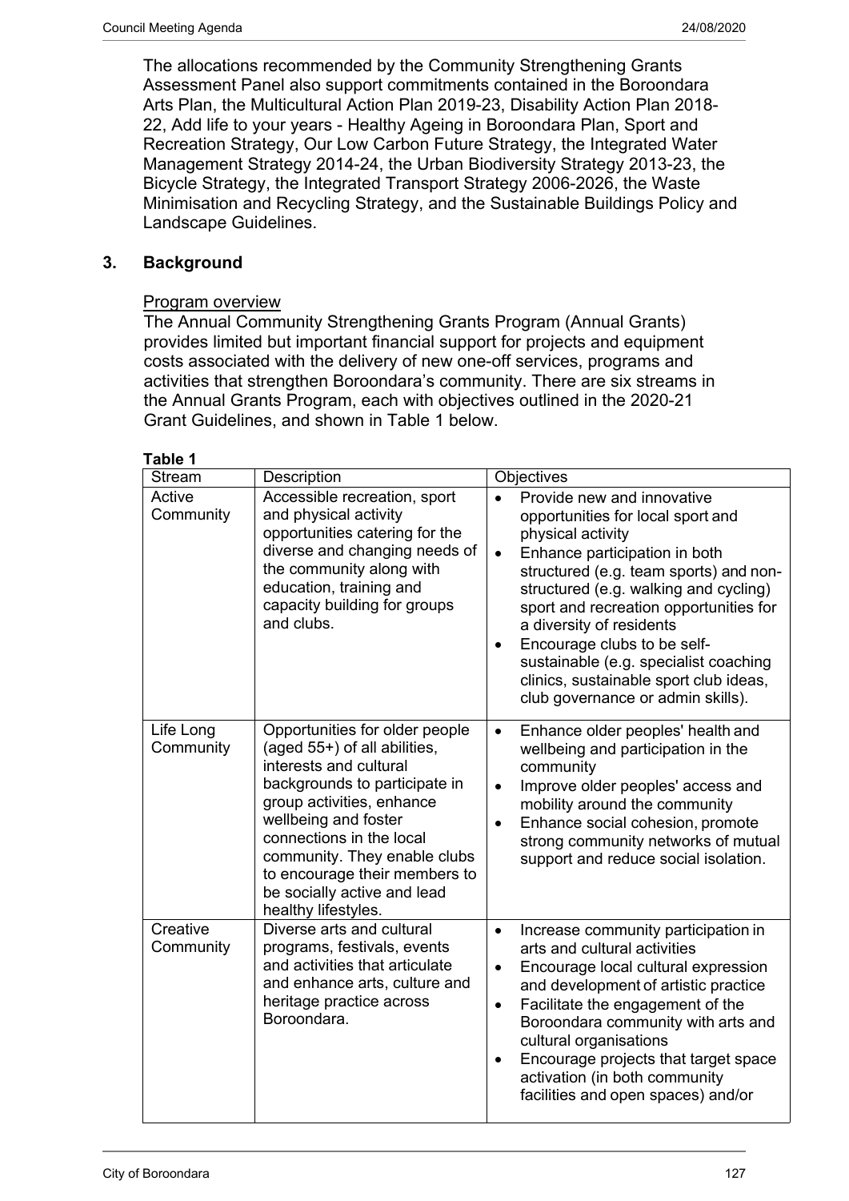The allocations recommended by the Community Strengthening Grants Assessment Panel also support commitments contained in the Boroondara Arts Plan, the Multicultural Action Plan 2019-23, Disability Action Plan 2018-22, Add life to your years - Healthy Ageing in Boroondara Plan, Sport and Recreation Strategy, Our Low Carbon Future Strategy, the Integrated Water Management Strategy 2014-24, the Urban Biodiversity Strategy 2013-23, the Bicycle Strategy, the Integrated Transport Strategy 2006-2026, the Waste Minimisation and Recycling Strategy, and the Sustainable Buildings Policy and Landscape Guidelines.

## 3. Background

Program overview

The Annual Community Strengthening Grants Program (Annual Grants) provides limited but important financial support for projects and equipment costs associated with the delivery of new one-off services, programs and activities that strengthen Boroondara's community. There are six streams in the Annual Grants Program, each with objectives outlined in the 2020-21 Grant Guidelines, and shown in Table 1 below.

**Table 1**

| Stream | Description | Objectives |
|---|---|---|
| Active Community | Accessible recreation, sport and physical activity opportunities catering for the diverse and changing needs of the community along with education, training and capacity building for groups and clubs. | • Provide new and innovative opportunities for local sport and physical activity<br>• Enhance participation in both structured (e.g. team sports) and non-structured (e.g. walking and cycling) sport and recreation opportunities for a diversity of residents<br>• Encourage clubs to be self-sustainable (e.g. specialist coaching clinics, sustainable sport club ideas, club governance or admin skills). |
| Life Long Community | Opportunities for older people (aged 55+) of all abilities, interests and cultural backgrounds to participate in group activities, enhance wellbeing and foster connections in the local community. They enable clubs to encourage their members to be socially active and lead healthy lifestyles. | • Enhance older peoples' health and wellbeing and participation in the community<br>• Improve older peoples' access and mobility around the community<br>• Enhance social cohesion, promote strong community networks of mutual support and reduce social isolation. |
| Creative Community | Diverse arts and cultural programs, festivals, events and activities that articulate and enhance arts, culture and heritage practice across Boroondara. | • Increase community participation in arts and cultural activities<br>• Encourage local cultural expression and development of artistic practice<br>• Facilitate the engagement of the Boroondara community with arts and cultural organisations<br>• Encourage projects that target space activation (in both community facilities and open spaces) and/or |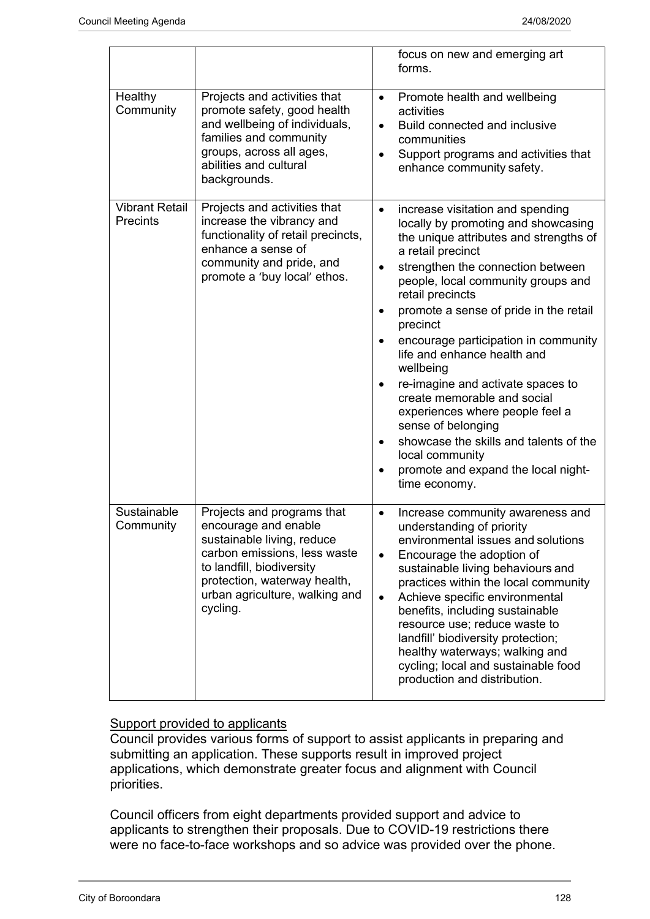| | | |
|---|---|---|
| | | focus on new and emerging art forms. |
| Healthy Community | Projects and activities that promote safety, good health and wellbeing of individuals, families and community groups, across all ages, abilities and cultural backgrounds. | • Promote health and wellbeing activities<br>• Build connected and inclusive communities<br>• Support programs and activities that enhance community safety. |
| Vibrant Retail Precints | Projects and activities that increase the vibrancy and functionality of retail precincts, enhance a sense of community and pride, and promote a 'buy local' ethos. | • increase visitation and spending locally by promoting and showcasing the unique attributes and strengths of a retail precinct<br>• strengthen the connection between people, local community groups and retail precincts<br>• promote a sense of pride in the retail precinct<br>• encourage participation in community life and enhance health and wellbeing<br>• re-imagine and activate spaces to create memorable and social experiences where people feel a sense of belonging<br>• showcase the skills and talents of the local community<br>• promote and expand the local night-time economy. |
| Sustainable Community | Projects and programs that encourage and enable sustainable living, reduce carbon emissions, less waste to landfill, biodiversity protection, waterway health, urban agriculture, walking and cycling. | • Increase community awareness and understanding of priority environmental issues and solutions<br>• Encourage the adoption of sustainable living behaviours and practices within the local community<br>• Achieve specific environmental benefits, including sustainable resource use; reduce waste to landfill' biodiversity protection; healthy waterways; walking and cycling; local and sustainable food production and distribution. |

<u>Support provided to applicants</u>

Council provides various forms of support to assist applicants in preparing and submitting an application. These supports result in improved project applications, which demonstrate greater focus and alignment with Council priorities.

Council officers from eight departments provided support and advice to applicants to strengthen their proposals. Due to COVID-19 restrictions there were no face-to-face workshops and so advice was provided over the phone.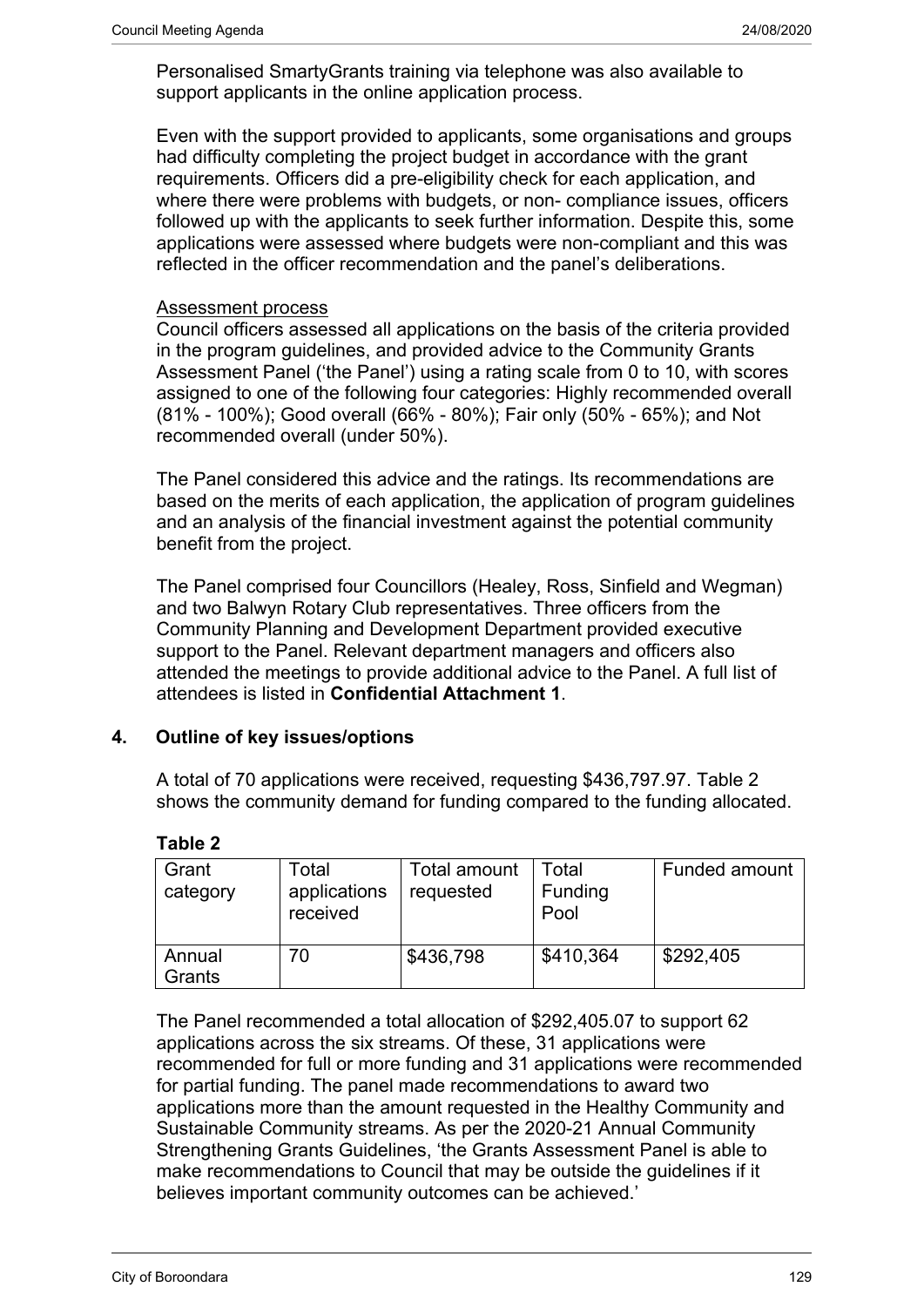Personalised SmartyGrants training via telephone was also available to support applicants in the online application process.

Even with the support provided to applicants, some organisations and groups had difficulty completing the project budget in accordance with the grant requirements. Officers did a pre-eligibility check for each application, and where there were problems with budgets, or non- compliance issues, officers followed up with the applicants to seek further information. Despite this, some applications were assessed where budgets were non-compliant and this was reflected in the officer recommendation and the panel's deliberations.

Assessment process

Council officers assessed all applications on the basis of the criteria provided in the program guidelines, and provided advice to the Community Grants Assessment Panel ('the Panel') using a rating scale from 0 to 10, with scores assigned to one of the following four categories: Highly recommended overall (81% - 100%); Good overall (66% - 80%); Fair only (50% - 65%); and Not recommended overall (under 50%).

The Panel considered this advice and the ratings. Its recommendations are based on the merits of each application, the application of program guidelines and an analysis of the financial investment against the potential community benefit from the project.

The Panel comprised four Councillors (Healey, Ross, Sinfield and Wegman) and two Balwyn Rotary Club representatives. Three officers from the Community Planning and Development Department provided executive support to the Panel. Relevant department managers and officers also attended the meetings to provide additional advice to the Panel. A full list of attendees is listed in **Confidential Attachment 1**.

## 4. Outline of key issues/options

A total of 70 applications were received, requesting $436,797.97. Table 2 shows the community demand for funding compared to the funding allocated.

**Table 2**

| Grant category | Total applications received | Total amount requested | Total Funding Pool | Funded amount |
|---|---|---|---|---|
| Annual Grants | 70 | $436,798 | $410,364 | $292,405 |

The Panel recommended a total allocation of $292,405.07 to support 62 applications across the six streams. Of these, 31 applications were recommended for full or more funding and 31 applications were recommended for partial funding. The panel made recommendations to award two applications more than the amount requested in the Healthy Community and Sustainable Community streams. As per the 2020-21 Annual Community Strengthening Grants Guidelines, 'the Grants Assessment Panel is able to make recommendations to Council that may be outside the guidelines if it believes important community outcomes can be achieved.'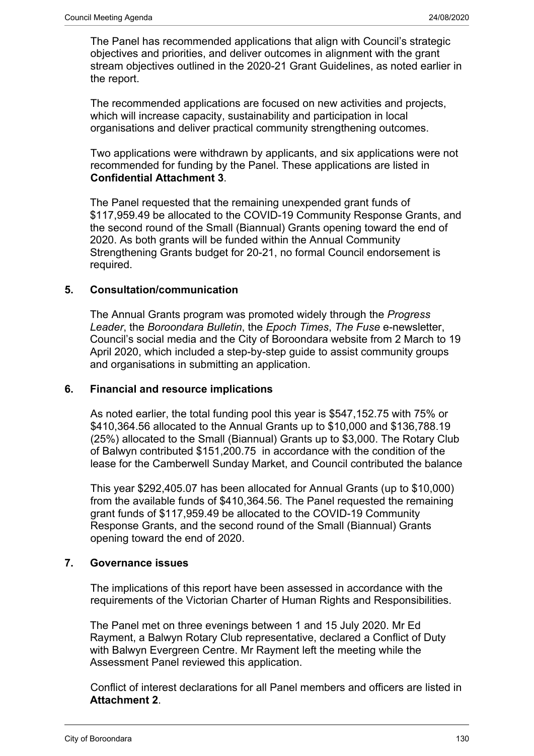The Panel has recommended applications that align with Council's strategic objectives and priorities, and deliver outcomes in alignment with the grant stream objectives outlined in the 2020-21 Grant Guidelines, as noted earlier in the report.

The recommended applications are focused on new activities and projects, which will increase capacity, sustainability and participation in local organisations and deliver practical community strengthening outcomes.

Two applications were withdrawn by applicants, and six applications were not recommended for funding by the Panel. These applications are listed in **Confidential Attachment 3**.

The Panel requested that the remaining unexpended grant funds of $117,959.49 be allocated to the COVID-19 Community Response Grants, and the second round of the Small (Biannual) Grants opening toward the end of 2020. As both grants will be funded within the Annual Community Strengthening Grants budget for 20-21, no formal Council endorsement is required.

## 5. Consultation/communication

The Annual Grants program was promoted widely through the *Progress Leader*, the *Boroondara Bulletin*, the *Epoch Times*, *The Fuse* e-newsletter, Council's social media and the City of Boroondara website from 2 March to 19 April 2020, which included a step-by-step guide to assist community groups and organisations in submitting an application.

## 6. Financial and resource implications

As noted earlier, the total funding pool this year is $547,152.75 with 75% or $410,364.56 allocated to the Annual Grants up to $10,000 and $136,788.19 (25%) allocated to the Small (Biannual) Grants up to $3,000. The Rotary Club of Balwyn contributed $151,200.75 in accordance with the condition of the lease for the Camberwell Sunday Market, and Council contributed the balance

This year $292,405.07 has been allocated for Annual Grants (up to $10,000) from the available funds of $410,364.56. The Panel requested the remaining grant funds of $117,959.49 be allocated to the COVID-19 Community Response Grants, and the second round of the Small (Biannual) Grants opening toward the end of 2020.

## 7. Governance issues

The implications of this report have been assessed in accordance with the requirements of the Victorian Charter of Human Rights and Responsibilities.

The Panel met on three evenings between 1 and 15 July 2020. Mr Ed Rayment, a Balwyn Rotary Club representative, declared a Conflict of Duty with Balwyn Evergreen Centre. Mr Rayment left the meeting while the Assessment Panel reviewed this application.

Conflict of interest declarations for all Panel members and officers are listed in **Attachment 2**.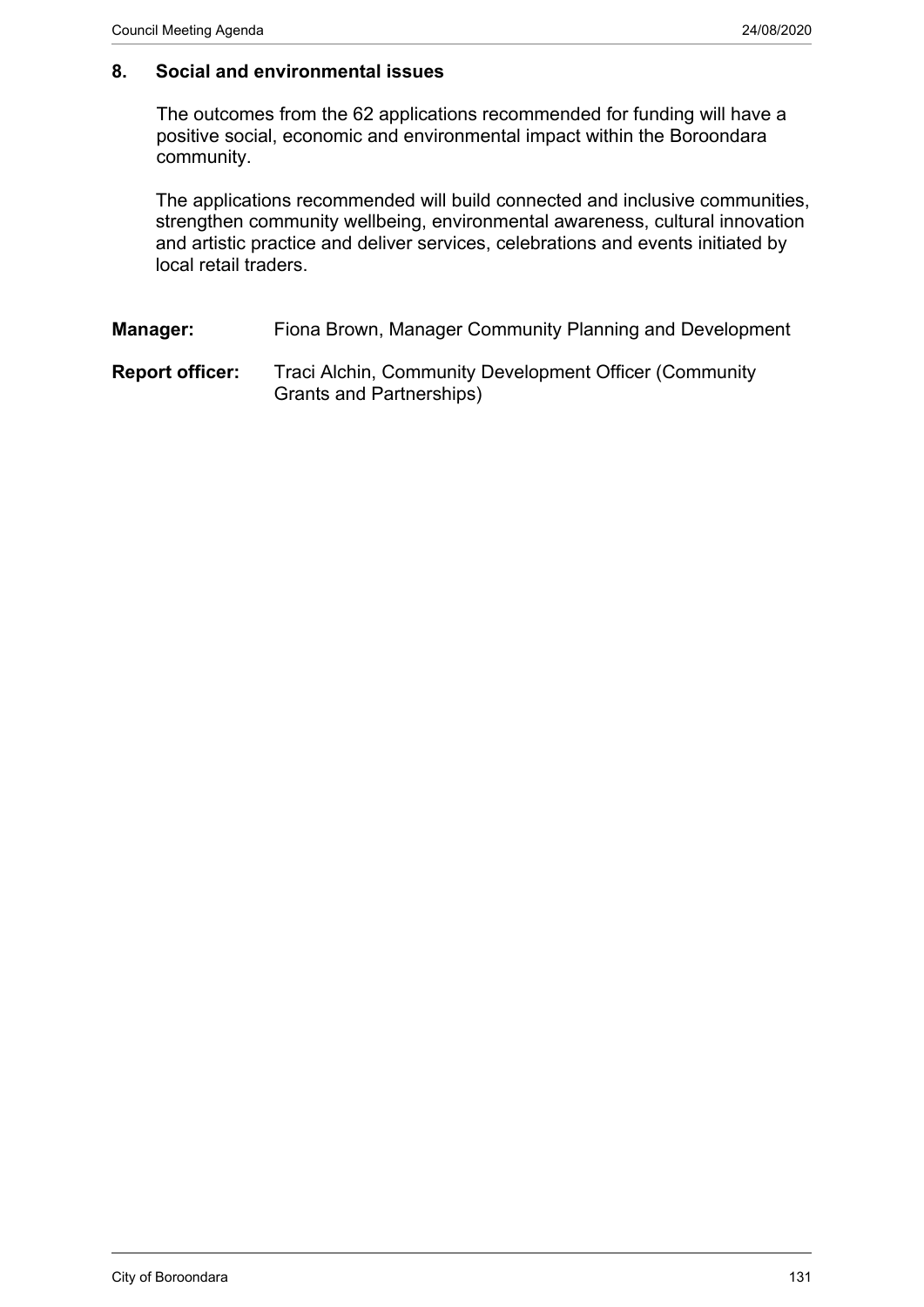## 8. Social and environmental issues

The outcomes from the 62 applications recommended for funding will have a positive social, economic and environmental impact within the Boroondara community.

The applications recommended will build connected and inclusive communities, strengthen community wellbeing, environmental awareness, cultural innovation and artistic practice and deliver services, celebrations and events initiated by local retail traders.

**Manager:** Fiona Brown, Manager Community Planning and Development

**Report officer:** Traci Alchin, Community Development Officer (Community Grants and Partnerships)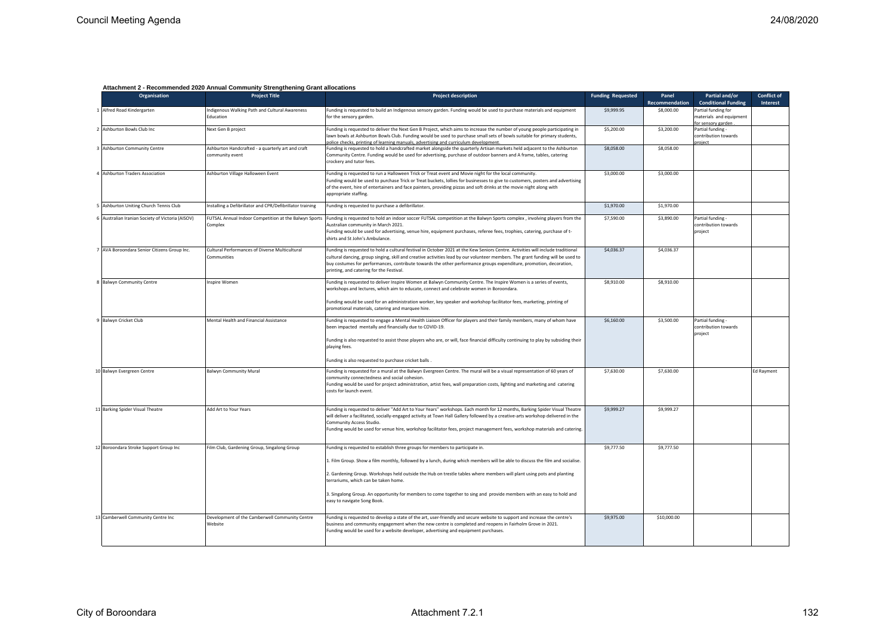**Attachment 2 - Recommended 2020 Annual Community Strengthening Grant allocations**

| | Organisation | Project Title | Project description | Funding Requested | Panel Recommendation | Partial and/or Conditional Funding | Conflict of Interest |
|---|---|---|---|---|---|---|---|
| 1 | Alfred Road Kindergarten | Indigenous Walking Path and Cultural Awareness Education | Funding is requested to build an Indigenous sensory garden. Funding would be used to purchase materials and equipment for the sensory garden. | $9,999.95 | $8,000.00 | Partial funding for materials and equipment for sensory garden . | |
| 2 | Ashburton Bowls Club Inc | Next Gen B project | Funding is requested to deliver the Next Gen B Project, which aims to increase the number of young people participating in lawn bowls at Ashburton Bowls Club. Funding would be used to purchase small sets of bowls suitable for primary students, police checks, printing of learning manuals, advertising and curriculum development. | $5,200.00 | $3,200.00 | Partial funding - contribution towards project | |
| 3 | Ashburton Community Centre | Ashburton Handcrafted - a quarterly art and craft community event | Funding is requested to hold a handcrafted market alongside the quarterly Artisan markets held adjacent to the Ashburton Community Centre. Funding would be used for advertising, purchase of outdoor banners and A frame, tables, catering crockery and tutor fees. | $8,058.00 | $8,058.00 | | |
| 4 | Ashburton Traders Association | Ashburton Village Halloween Event | Funding is requested to run a Halloween Trick or Treat event and Movie night for the local community.<br>Funding would be used to purchase Trick or Treat buckets, lollies for businesses to give to customers, posters and advertising of the event, hire of entertainers and face painters, providing pizzas and soft drinks at the movie night along with appropriate staffing. | $3,000.00 | $3,000.00 | | |
| 5 | Ashburton Uniting Church Tennis Club | Installing a Defibrillator and CPR/Defibrillator training | Funding is requested to purchase a defibrillator. | $1,970.00 | $1,970.00 | | |
| 6 | Australian Iranian Society of Victoria (AISOV) | FUTSAL Annual Indoor Competition at the Balwyn Sports Complex | Funding is requested to hold an indoor soccer FUTSAL competition at the Balwyn Sports complex , involving players from the Australian community in March 2021.<br>Funding would be used for advertising, venue hire, equipment purchases, referee fees, trophies, catering, purchase of t-shirts and St John's Ambulance. | $7,590.00 | $3,890.00 | Partial funding - contribution towards project | |
| 7 | AVA Boroondara Senior Citizens Group Inc. | Cultural Performances of Diverse Multicultural Communities | Funding is requested to hold a cultural festival in October 2021 at the Kew Seniors Centre. Activities will include traditional cultural dancing, group singing, skill and creative activities lead by our volunteer members. The grant funding will be used to buy costumes for performances, contribute towards the other performance groups expenditure, promotion, decoration, printing, and catering for the Festival. | $4,036.37 | $4,036.37 | | |
| 8 | Balwyn Community Centre | Inspire Women | Funding is requested to deliver Inspire Women at Balwyn Community Centre. The Inspire Women is a series of events, workshops and lectures, which aim to educate, connect and celebrate women in Boroondara.<br><br>Funding would be used for an administration worker, key speaker and workshop facilitator fees, marketing, printing of promotional materials, catering and marquee hire. | $8,910.00 | $8,910.00 | | |
| 9 | Balwyn Cricket Club | Mental Health and Financial Assistance | Funding is requested to engage a Mental Health Liaison Officer for players and their family members, many of whom have been impacted mentally and financially due to COVID-19.<br><br>Funding is also requested to assist those players who are, or will, face financial difficulty continuing to play by subsiding their playing fees.<br><br>Funding is also requested to purchase cricket balls . | $6,160.00 | $3,500.00 | Partial funding - contribution towards project | |
| 10 | Balwyn Evergreen Centre | Balwyn Community Mural | Funding is requested for a mural at the Balwyn Evergreen Centre. The mural will be a visual representation of 60 years of community connectedness and social cohesion.<br>Funding would be used for project administration, artist fees, wall preparation costs, lighting and marketing and catering costs for launch event. | $7,630.00 | $7,630.00 | | Ed Rayment |
| 11 | Barking Spider Visual Theatre | Add Art to Your Years | Funding is requested to deliver "Add Art to Your Years" workshops. Each month for 12 months, Barking Spider Visual Theatre will deliver a facilitated, socially-engaged activity at Town Hall Gallery followed by a creative-arts workshop delivered in the Community Access Studio.<br>Funding would be used for venue hire, workshop facilitator fees, project management fees, workshop materials and catering. | $9,999.27 | $9,999.27 | | |
| 12 | Boroondara Stroke Support Group Inc | Film Club, Gardening Group, Singalong Group | Funding is requested to establish three groups for members to participate in.<br><br>1. Film Group. Show a film monthly, followed by a lunch, during which members will be able to discuss the film and socialise.<br><br>2. Gardening Group. Workshops held outside the Hub on trestle tables where members will plant using pots and planting terrariums, which can be taken home.<br><br>3. Singalong Group. An opportunity for members to come together to sing and provide members with an easy to hold and easy to navigate Song Book. | $9,777.50 | $9,777.50 | | |
| 13 | Camberwell Community Centre Inc | Development of the Camberwell Community Centre Website | Funding is requested to develop a state of the art, user-friendly and secure website to support and increase the centre's business and community engagement when the new centre is completed and reopens in Fairholm Grove in 2021.<br>Funding would be used for a website developer, advertising and equipment purchases. | $9,975.00 | $10,000.00 | | |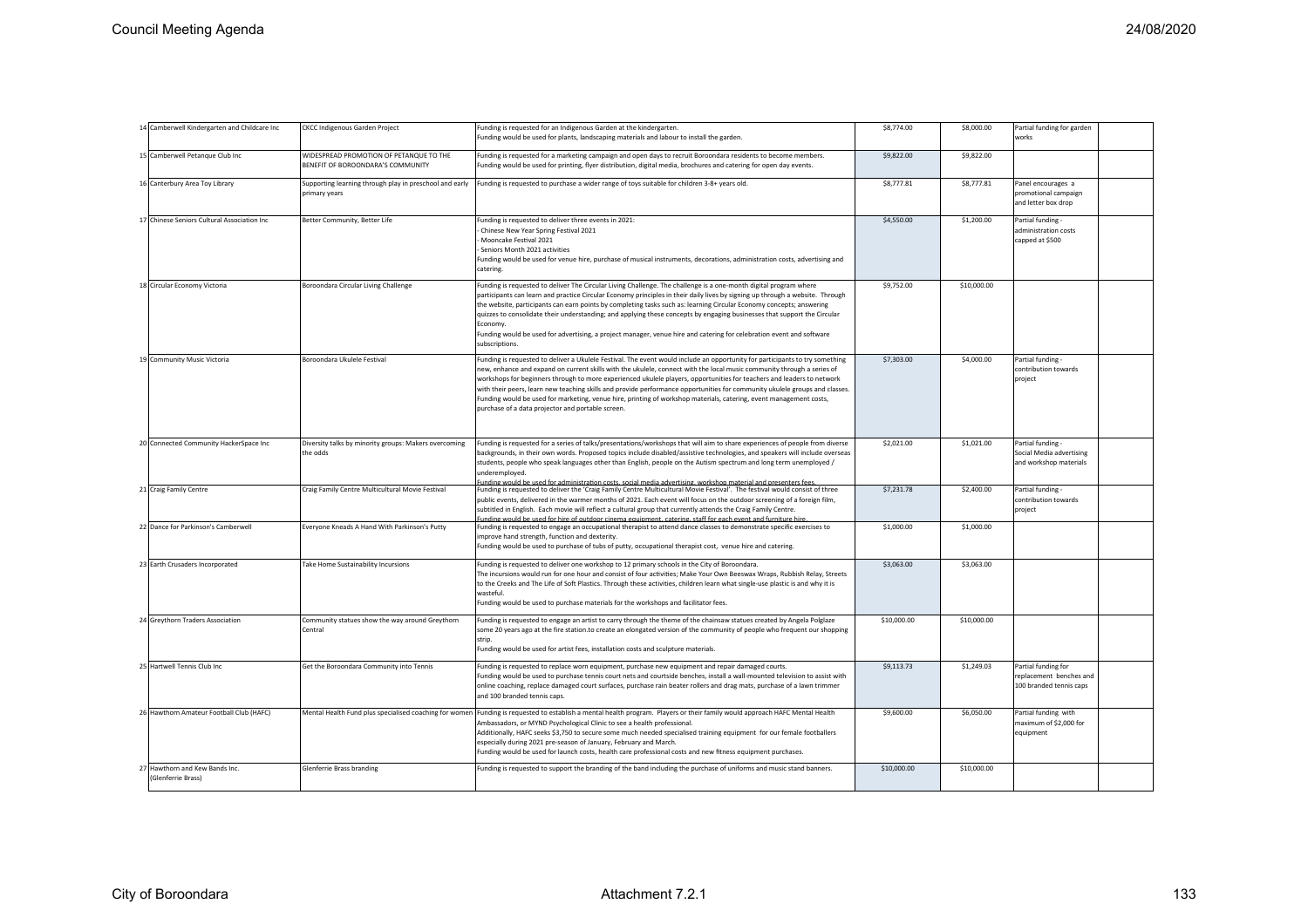| | | | | | | | |
|---|---|---|---|---|---|---|---|
| 14 | Camberwell Kindergarten and Childcare Inc | CKCC Indigenous Garden Project | Funding is requested for an Indigenous Garden at the kindergarten.<br>Funding would be used for plants, landscaping materials and labour to install the garden. | $8,774.00 | $8,000.00 | Partial funding for garden works | |
| 15 | Camberwell Petanque Club Inc | WIDESPREAD PROMOTION OF PETANQUE TO THE BENEFIT OF BOROONDARA'S COMMUNITY | Funding is requested for a marketing campaign and open days to recruit Boroondara residents to become members.<br>Funding would be used for printing, flyer distribution, digital media, brochures and catering for open day events. | $9,822.00 | $9,822.00 | | |
| 16 | Canterbury Area Toy Library | Supporting learning through play in preschool and early primary years | Funding is requested to purchase a wider range of toys suitable for children 3-8+ years old. | $8,777.81 | $8,777.81 | Panel encourages a promotional campaign and letter box drop | |
| 17 | Chinese Seniors Cultural Association Inc | Better Community, Better Life | Funding is requested to deliver three events in 2021:<br>- Chinese New Year Spring Festival 2021<br>- Mooncake Festival 2021<br>- Seniors Month 2021 activities<br>Funding would be used for venue hire, purchase of musical instruments, decorations, administration costs, advertising and catering. | $4,550.00 | $1,200.00 | Partial funding - administration costs capped at $500 | |
| 18 | Circular Economy Victoria | Boroondara Circular Living Challenge | Funding is requested to deliver The Circular Living Challenge. The challenge is a one-month digital program where participants can learn and practice Circular Economy principles in their daily lives by signing up through a website. Through the website, participants can earn points by completing tasks such as: learning Circular Economy concepts; answering quizzes to consolidate their understanding; and applying these concepts by engaging businesses that support the Circular Economy.<br>Funding would be used for advertising, a project manager, venue hire and catering for celebration event and software subscriptions. | $9,752.00 | $10,000.00 | | |
| 19 | Community Music Victoria | Boroondara Ukulele Festival | Funding is requested to deliver a Ukulele Festival. The event would include an opportunity for participants to try something new, enhance and expand on current skills with the ukulele, connect with the local music community through a series of workshops for beginners through to more experienced ukulele players, opportunities for teachers and leaders to network with their peers, learn new teaching skills and provide performance opportunities for community ukulele groups and classes.<br>Funding would be used for marketing, venue hire, printing of workshop materials, catering, event management costs, purchase of a data projector and portable screen. | $7,303.00 | $4,000.00 | Partial funding - contribution towards project | |
| 20 | Connected Community HackerSpace Inc | Diversity talks by minority groups: Makers overcoming the odds | Funding is requested for a series of talks/presentations/workshops that will aim to share experiences of people from diverse backgrounds, in their own words. Proposed topics include disabled/assistive technologies, and speakers will include overseas students, people who speak languages other than English, people on the Autism spectrum and long term unemployed / underemployed.<br>Funding would be used for administration costs, social media advertising, workshop material and presenters fees. | $2,021.00 | $1,021.00 | Partial funding - Social Media advertising and workshop materials | |
| 21 | Craig Family Centre | Craig Family Centre Multicultural Movie Festival | Funding is requested to deliver the 'Craig Family Centre Multicultural Movie Festival'. The festival would consist of three public events, delivered in the warmer months of 2021. Each event will focus on the outdoor screening of a foreign film, subtitled in English. Each movie will reflect a cultural group that currently attends the Craig Family Centre.<br>Funding would be used for hire of outdoor cinema equipment, catering, staff for each event and furniture hire. | $7,231.78 | $2,400.00 | Partial funding - contribution towards project | |
| 22 | Dance for Parkinson's Camberwell | Everyone Kneads A Hand With Parkinson's Putty | Funding is requested to engage an occupational therapist to attend dance classes to demonstrate specific exercises to improve hand strength, function and dexterity.<br>Funding would be used to purchase of tubs of putty, occupational therapist cost, venue hire and catering. | $1,000.00 | $1,000.00 | | |
| 23 | Earth Crusaders Incorporated | Take Home Sustainability Incursions | Funding is requested to deliver one workshop to 12 primary schools in the City of Boroondara.<br>The incursions would run for one hour and consist of four activities; Make Your Own Beeswax Wraps, Rubbish Relay, Streets to the Creeks and The Life of Soft Plastics. Through these activities, children learn what single-use plastic is and why it is wasteful.<br>Funding would be used to purchase materials for the workshops and facilitator fees. | $3,063.00 | $3,063.00 | | |
| 24 | Greythorn Traders Association | Community statues show the way around Greythorn Central | Funding is requested to engage an artist to carry through the theme of the chainsaw statues created by Angela Polglaze some 20 years ago at the fire station.to create an elongated version of the community of people who frequent our shopping strip.<br>Funding would be used for artist fees, installation costs and sculpture materials. | $10,000.00 | $10,000.00 | | |
| 25 | Hartwell Tennis Club Inc | Get the Boroondara Community into Tennis | Funding is requested to replace worn equipment, purchase new equipment and repair damaged courts.<br>Funding would be used to purchase tennis court nets and courtside benches, install a wall-mounted television to assist with online coaching, replace damaged court surfaces, purchase rain beater rollers and drag mats, purchase of a lawn trimmer and 100 branded tennis caps. | $9,113.73 | $1,249.03 | Partial funding for replacement benches and 100 branded tennis caps | |
| 26 | Hawthorn Amateur Football Club (HAFC) | Mental Health Fund plus specialised coaching for women | Funding is requested to establish a mental health program. Players or their family would approach HAFC Mental Health Ambassadors, or MYND Psychological Clinic to see a health professional.<br>Additionally, HAFC seeks $3,750 to secure some much needed specialised training equipment for our female footballers especially during 2021 pre-season of January, February and March.<br>Funding would be used for launch costs, health care professional costs and new fitness equipment purchases. | $9,600.00 | $6,050.00 | Partial funding with maximum of $2,000 for equipment | |
| 27 | Hawthorn and Kew Bands Inc. (Glenferrie Brass) | Glenferrie Brass branding | Funding is requested to support the branding of the band including the purchase of uniforms and music stand banners. | $10,000.00 | $10,000.00 | | |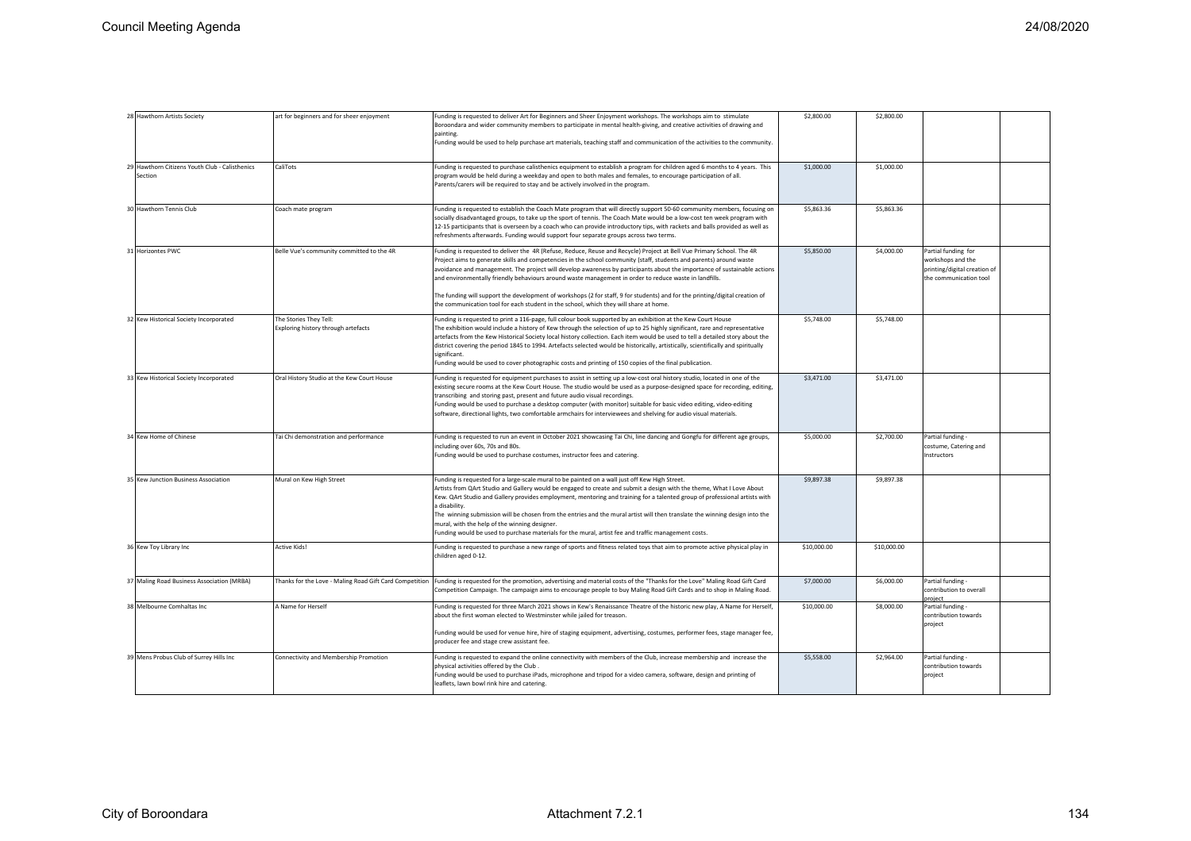| | | | | | | |
|---|---|---|---|---|---|---|
| 28 | Hawthorn Artists Society | art for beginners and for sheer enjoyment | Funding is requested to deliver Art for Beginners and Sheer Enjoyment workshops. The workshops aim to stimulate Boroondara and wider community members to participate in mental health-giving, and creative activities of drawing and painting.<br>Funding would be used to help purchase art materials, teaching staff and communication of the activities to the community. | $2,800.00 | $2,800.00 | |
| 29 | Hawthorn Citizens Youth Club - Calisthenics Section | CaliTots | Funding is requested to purchase calisthenics equipment to establish a program for children aged 6 months to 4 years. This program would be held during a weekday and open to both males and females, to encourage participation of all. Parents/carers will be required to stay and be actively involved in the program. | $1,000.00 | $1,000.00 | |
| 30 | Hawthorn Tennis Club | Coach mate program | Funding is requested to establish the Coach Mate program that will directly support 50-60 community members, focusing on socially disadvantaged groups, to take up the sport of tennis. The Coach Mate would be a low-cost ten week program with 12-15 participants that is overseen by a coach who can provide introductory tips, with rackets and balls provided as well as refreshments afterwards. Funding would support four separate groups across two terms. | $5,863.36 | $5,863.36 | |
| 31 | Horizontes PWC | Belle Vue's community committed to the 4R | Funding is requested to deliver the 4R (Refuse, Reduce, Reuse and Recycle) Project at Bell Vue Primary School. The 4R Project aims to generate skills and competencies in the school community (staff, students and parents) around waste avoidance and management. The project will develop awareness by participants about the importance of sustainable actions and environmentally friendly behaviours around waste management in order to reduce waste in landfills.<br>The funding will support the development of workshops (2 for staff, 9 for students) and for the printing/digital creation of the communication tool for each student in the school, which they will share at home. | $5,850.00 | $4,000.00 | Partial funding for workshops and the printing/digital creation of the communication tool |
| 32 | Kew Historical Society Incorporated | The Stories They Tell: Exploring history through artefacts | Funding is requested to print a 116-page, full colour book supported by an exhibition at the Kew Court House<br>The exhibition would include a history of Kew through the selection of up to 25 highly significant, rare and representative artefacts from the Kew Historical Society local history collection. Each item would be used to tell a detailed story about the district covering the period 1845 to 1994. Artefacts selected would be historically, artistically, scientifically and spiritually significant.<br>Funding would be used to cover photographic costs and printing of 150 copies of the final publication. | $5,748.00 | $5,748.00 | |
| 33 | Kew Historical Society Incorporated | Oral History Studio at the Kew Court House | Funding is requested for equipment purchases to assist in setting up a low-cost oral history studio, located in one of the existing secure rooms at the Kew Court House. The studio would be used as a purpose-designed space for recording, editing, transcribing and storing past, present and future audio visual recordings.<br>Funding would be used to purchase a desktop computer (with monitor) suitable for basic video editing, video-editing software, directional lights, two comfortable armchairs for interviewees and shelving for audio visual materials. | $3,471.00 | $3,471.00 | |
| 34 | Kew Home of Chinese | Tai Chi demonstration and performance | Funding is requested to run an event in October 2021 showcasing Tai Chi, line dancing and Gongfu for different age groups, including over 60s, 70s and 80s.<br>Funding would be used to purchase costumes, instructor fees and catering. | $5,000.00 | $2,700.00 | Partial funding - costume, Catering and Instructors |
| 35 | Kew Junction Business Association | Mural on Kew High Street | Funding is requested for a large-scale mural to be painted on a wall just off Kew High Street.<br>Artists from QArt Studio and Gallery would be engaged to create and submit a design with the theme, What I Love About Kew. QArt Studio and Gallery provides employment, mentoring and training for a talented group of professional artists with a disability.<br>The winning submission will be chosen from the entries and the mural artist will then translate the winning design into the mural, with the help of the winning designer.<br>Funding would be used to purchase materials for the mural, artist fee and traffic management costs. | $9,897.38 | $9,897.38 | |
| 36 | Kew Toy Library Inc | Active Kids! | Funding is requested to purchase a new range of sports and fitness related toys that aim to promote active physical play in children aged 0-12. | $10,000.00 | $10,000.00 | |
| 37 | Maling Road Business Association (MRBA) | Thanks for the Love - Maling Road Gift Card Competition | Funding is requested for the promotion, advertising and material costs of the "Thanks for the Love" Maling Road Gift Card Competition Campaign. The campaign aims to encourage people to buy Maling Road Gift Cards and to shop in Maling Road. | $7,000.00 | $6,000.00 | Partial funding - contribution to overall project |
| 38 | Melbourne Comhaltas Inc | A Name for Herself | Funding is requested for three March 2021 shows in Kew's Renaissance Theatre of the historic new play, A Name for Herself, about the first woman elected to Westminster while jailed for treason.<br>Funding would be used for venue hire, hire of staging equipment, advertising, costumes, performer fees, stage manager fee, producer fee and stage crew assistant fee. | $10,000.00 | $8,000.00 | Partial funding - contribution towards project |
| 39 | Mens Probus Club of Surrey Hills Inc | Connectivity and Membership Promotion | Funding is requested to expand the online connectivity with members of the Club, increase membership and increase the physical activities offered by the Club .<br>Funding would be used to purchase iPads, microphone and tripod for a video camera, software, design and printing of leaflets, lawn bowl rink hire and catering. | $5,558.00 | $2,964.00 | Partial funding - contribution towards project |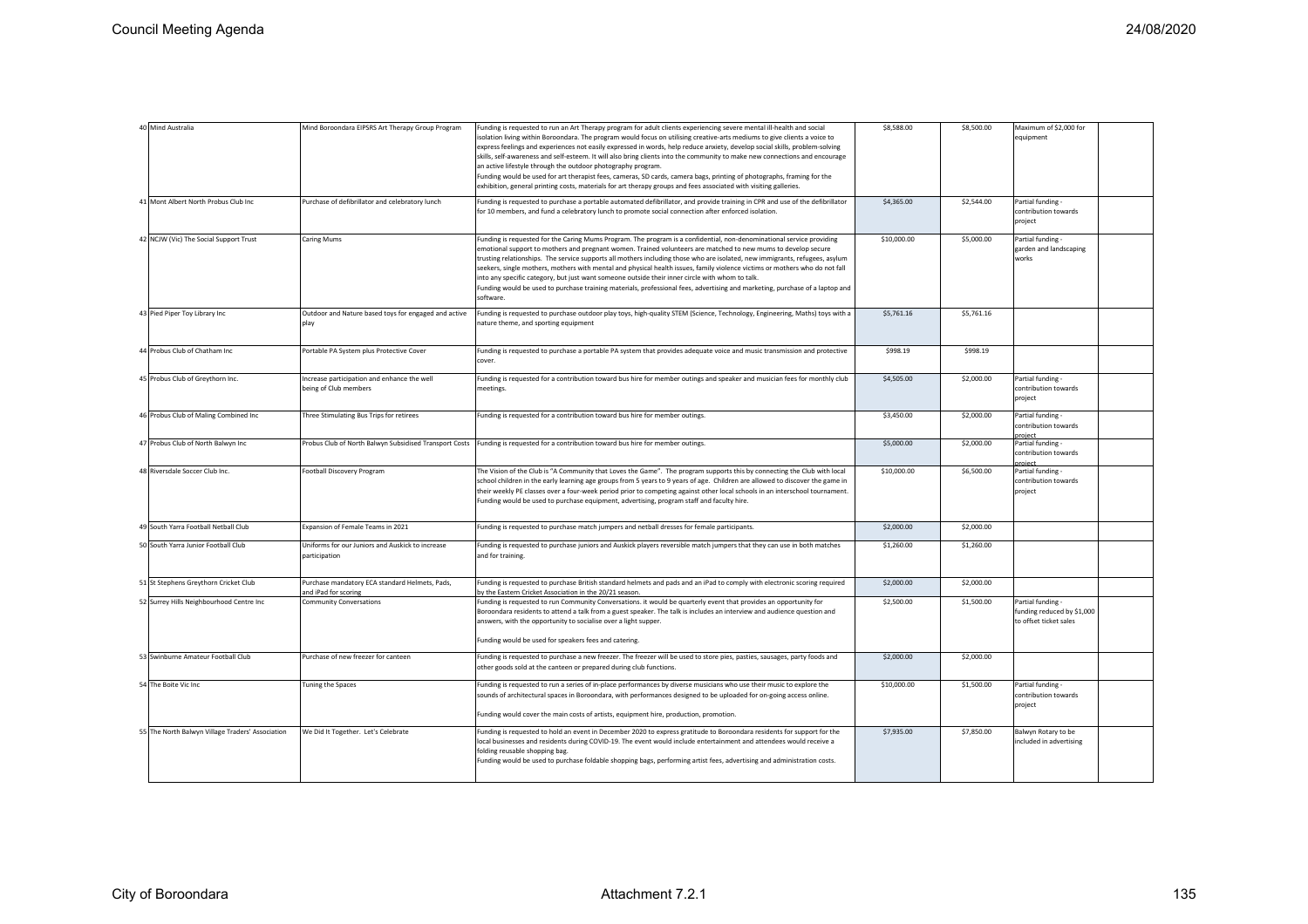| # | Organisation | Project | Description | Amount Requested | Amount Recommended | Comments | |
|---|---|---|---|---|---|---|---|
| 40 | Mind Australia | Mind Boroondara EIPSRS Art Therapy Group Program | Funding is requested to run an Art Therapy program for adult clients experiencing severe mental ill-health and social isolation living within Boroondara. The program would focus on utilising creative-arts mediums to give clients a voice to express feelings and experiences not easily expressed in words, help reduce anxiety, develop social skills, problem-solving skills, self-awareness and self-esteem. It will also bring clients into the community to make new connections and encourage an active lifestyle through the outdoor photography program.<br>Funding would be used for art therapist fees, cameras, SD cards, camera bags, printing of photographs, framing for the exhibition, general printing costs, materials for art therapy groups and fees associated with visiting galleries. | $8,588.00 | $8,500.00 | Maximum of $2,000 for equipment | |
| 41 | Mont Albert North Probus Club Inc | Purchase of defibrillator and celebratory lunch | Funding is requested to purchase a portable automated defibrillator, and provide training in CPR and use of the defibrillator for 10 members, and fund a celebratory lunch to promote social connection after enforced isolation. | $4,365.00 | $2,544.00 | Partial funding - contribution towards project | |
| 42 | NCJW (Vic) The Social Support Trust | Caring Mums | Funding is requested for the Caring Mums Program. The program is a confidential, non-denominational service providing emotional support to mothers and pregnant women. Trained volunteers are matched to new mums to develop secure trusting relationships. The service supports all mothers including those who are isolated, new immigrants, refugees, asylum seekers, single mothers, mothers with mental and physical health issues, family violence victims or mothers who do not fall into any specific category, but just want someone outside their inner circle with whom to talk.<br>Funding would be used to purchase training materials, professional fees, advertising and marketing, purchase of a laptop and software. | $10,000.00 | $5,000.00 | Partial funding - garden and landscaping works | |
| 43 | Pied Piper Toy Library Inc | Outdoor and Nature based toys for engaged and active play | Funding is requested to purchase outdoor play toys, high-quality STEM (Science, Technology, Engineering, Maths) toys with a nature theme, and sporting equipment | $5,761.16 | $5,761.16 | | |
| 44 | Probus Club of Chatham Inc | Portable PA System plus Protective Cover | Funding is requested to purchase a portable PA system that provides adequate voice and music transmission and protective cover. | $998.19 | $998.19 | | |
| 45 | Probus Club of Greythorn Inc. | Increase participation and enhance the well being of Club members | Funding is requested for a contribution toward bus hire for member outings and speaker and musician fees for monthly club meetings. | $4,505.00 | $2,000.00 | Partial funding - contribution towards project | |
| 46 | Probus Club of Maling Combined Inc | Three Stimulating Bus Trips for retirees | Funding is requested for a contribution toward bus hire for member outings. | $3,450.00 | $2,000.00 | Partial funding - contribution towards project | |
| 47 | Probus Club of North Balwyn Inc | Probus Club of North Balwyn Subsidised Transport Costs | Funding is requested for a contribution toward bus hire for member outings. | $5,000.00 | $2,000.00 | Partial funding - contribution towards project | |
| 48 | Riversdale Soccer Club Inc. | Football Discovery Program | The Vision of the Club is "A Community that Loves the Game". The program supports this by connecting the Club with local school children in the early learning age groups from 5 years to 9 years of age. Children are allowed to discover the game in their weekly PE classes over a four-week period prior to competing against other local schools in an interschool tournament.<br>Funding would be used to purchase equipment, advertising, program staff and faculty hire. | $10,000.00 | $6,500.00 | Partial funding - contribution towards project | |
| 49 | South Yarra Football Netball Club | Expansion of Female Teams in 2021 | Funding is requested to purchase match jumpers and netball dresses for female participants. | $2,000.00 | $2,000.00 | | |
| 50 | South Yarra Junior Football Club | Uniforms for our Juniors and Auskick to increase participation | Funding is requested to purchase juniors and Auskick players reversible match jumpers that they can use in both matches and for training. | $1,260.00 | $1,260.00 | | |
| 51 | St Stephens Greythorn Cricket Club | Purchase mandatory ECA standard Helmets, Pads, and iPad for scoring | Funding is requested to purchase British standard helmets and pads and an iPad to comply with electronic scoring required by the Eastern Cricket Association in the 20/21 season. | $2,000.00 | $2,000.00 | | |
| 52 | Surrey Hills Neighbourhood Centre Inc | Community Conversations | Funding is requested to run Community Conversations. it would be quarterly event that provides an opportunity for Boroondara residents to attend a talk from a guest speaker. The talk is includes an interview and audience question and answers, with the opportunity to socialise over a light supper.<br>Funding would be used for speakers fees and catering. | $2,500.00 | $1,500.00 | Partial funding - funding reduced by $1,000 to offset ticket sales | |
| 53 | Swinburne Amateur Football Club | Purchase of new freezer for canteen | Funding is requested to purchase a new freezer. The freezer will be used to store pies, pasties, sausages, party foods and other goods sold at the canteen or prepared during club functions. | $2,000.00 | $2,000.00 | | |
| 54 | The Boite Vic Inc | Tuning the Spaces | Funding is requested to run a series of in-place performances by diverse musicians who use their music to explore the sounds of architectural spaces in Boroondara, with performances designed to be uploaded for on-going access online.<br>Funding would cover the main costs of artists, equipment hire, production, promotion. | $10,000.00 | $1,500.00 | Partial funding - contribution towards project | |
| 55 | The North Balwyn Village Traders' Association | We Did It Together. Let's Celebrate | Funding is requested to hold an event in December 2020 to express gratitude to Boroondara residents for support for the local businesses and residents during COVID-19. The event would include entertainment and attendees would receive a folding reusable shopping bag.<br>Funding would be used to purchase foldable shopping bags, performing artist fees, advertising and administration costs. | $7,935.00 | $7,850.00 | Balwyn Rotary to be included in advertising | |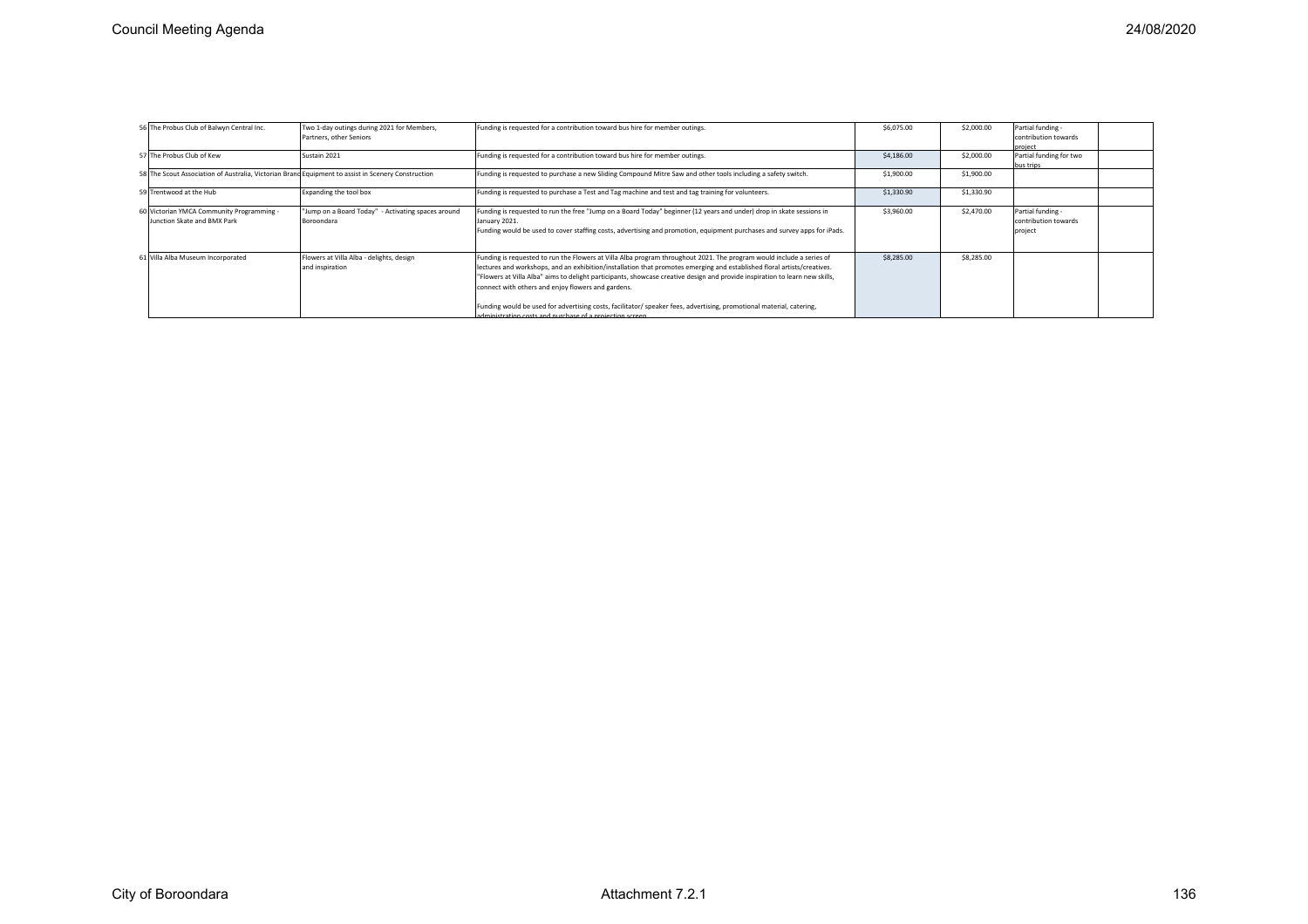| | | | | | | | |
|---|---|---|---|---|---|---|---|
| 56 | The Probus Club of Balwyn Central Inc. | Two 1-day outings during 2021 for Members, Partners, other Seniors | Funding is requested for a contribution toward bus hire for member outings. | $6,075.00 | $2,000.00 | Partial funding - contribution towards project | |
| 57 | The Probus Club of Kew | Sustain 2021 | Funding is requested for a contribution toward bus hire for member outings. | $4,186.00 | $2,000.00 | Partial funding for two bus trips | |
| 58 | The Scout Association of Australia, Victorian Branch | Equipment to assist in Scenery Construction | Funding is requested to purchase a new Sliding Compound Mitre Saw and other tools including a safety switch. | $1,900.00 | $1,900.00 | | |
| 59 | Trentwood at the Hub | Expanding the tool box | Funding is requested to purchase a Test and Tag machine and test and tag training for volunteers. | $1,330.90 | $1,330.90 | | |
| 60 | Victorian YMCA Community Programming - Junction Skate and BMX Park | "Jump on a Board Today" - Activating spaces around Boroondara | Funding is requested to run the free "Jump on a Board Today" beginner (12 years and under) drop in skate sessions in January 2021.<br>Funding would be used to cover staffing costs, advertising and promotion, equipment purchases and survey apps for iPads. | $3,960.00 | $2,470.00 | Partial funding - contribution towards project | |
| 61 | Villa Alba Museum Incorporated | Flowers at Villa Alba - delights, design and inspiration | Funding is requested to run the Flowers at Villa Alba program throughout 2021. The program would include a series of lectures and workshops, and an exhibition/installation that promotes emerging and established floral artists/creatives. "Flowers at Villa Alba" aims to delight participants, showcase creative design and provide inspiration to learn new skills, connect with others and enjoy flowers and gardens.<br>Funding would be used for advertising costs, facilitator/ speaker fees, advertising, promotional material, catering, administration costs and purchase of a projection screen. | $8,285.00 | $8,285.00 | | |